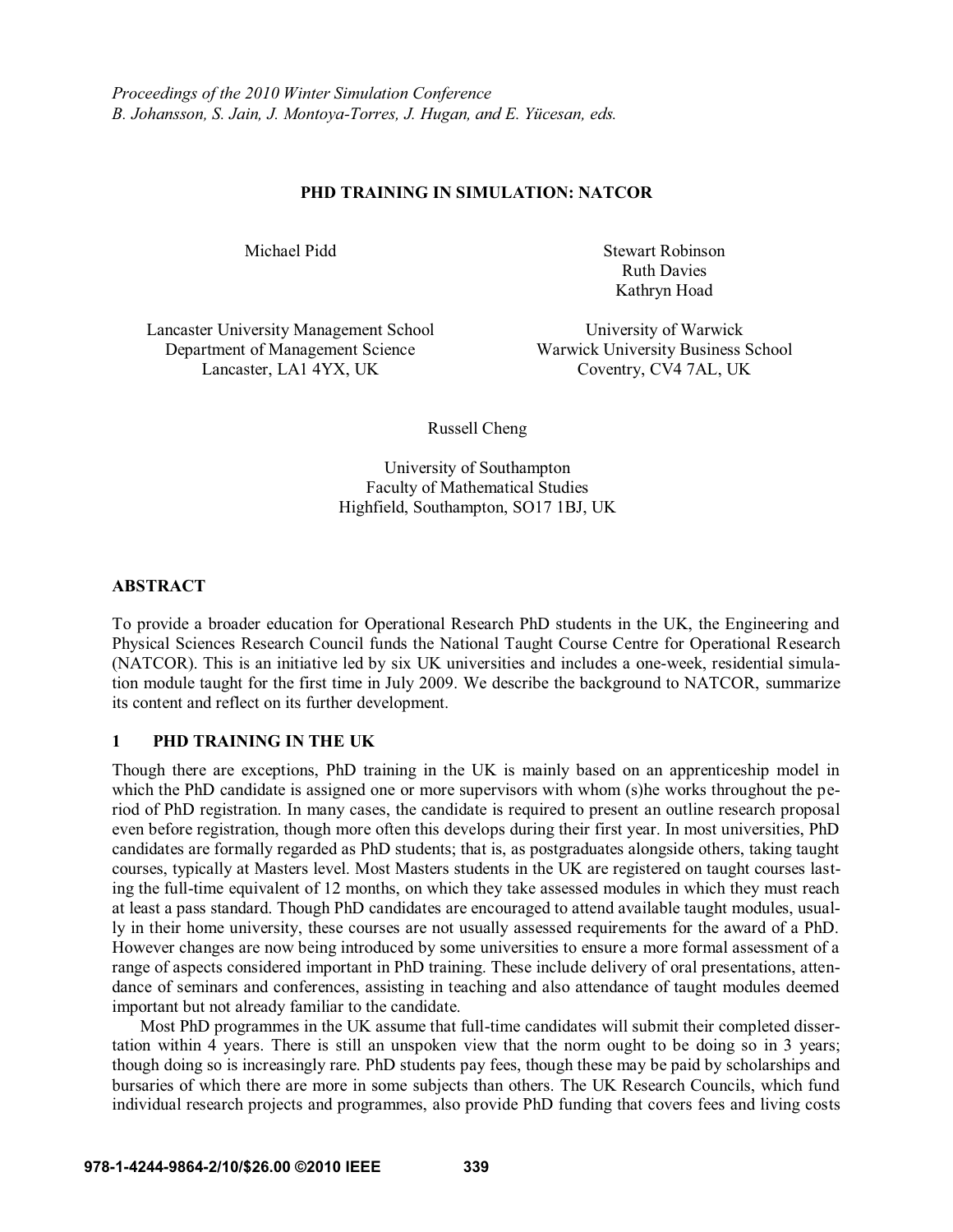*Proceedings of the 2010 Winter Simulation Conference*
*B. Johansson, S. Jain, J. Montoya-Torres, J. Hugan, and E. Yücesan, eds.*

# PHD TRAINING IN SIMULATION: NATCOR

Michael Pidd

Lancaster University Management School
Department of Management Science
Lancaster, LA1 4YX, UK

Stewart Robinson
Ruth Davies
Kathryn Hoad

University of Warwick
Warwick University Business School
Coventry, CV4 7AL, UK

Russell Cheng

University of Southampton
Faculty of Mathematical Studies
Highfield, Southampton, SO17 1BJ, UK

## ABSTRACT

To provide a broader education for Operational Research PhD students in the UK, the Engineering and Physical Sciences Research Council funds the National Taught Course Centre for Operational Research (NATCOR). This is an initiative led by six UK universities and includes a one-week, residential simulation module taught for the first time in July 2009. We describe the background to NATCOR, summarize its content and reflect on its further development.

## 1 PHD TRAINING IN THE UK

Though there are exceptions, PhD training in the UK is mainly based on an apprenticeship model in which the PhD candidate is assigned one or more supervisors with whom (s)he works throughout the period of PhD registration. In many cases, the candidate is required to present an outline research proposal even before registration, though more often this develops during their first year. In most universities, PhD candidates are formally regarded as PhD students; that is, as postgraduates alongside others, taking taught courses, typically at Masters level. Most Masters students in the UK are registered on taught courses lasting the full-time equivalent of 12 months, on which they take assessed modules in which they must reach at least a pass standard. Though PhD candidates are encouraged to attend available taught modules, usually in their home university, these courses are not usually assessed requirements for the award of a PhD. However changes are now being introduced by some universities to ensure a more formal assessment of a range of aspects considered important in PhD training. These include delivery of oral presentations, attendance of seminars and conferences, assisting in teaching and also attendance of taught modules deemed important but not already familiar to the candidate.

Most PhD programmes in the UK assume that full-time candidates will submit their completed dissertation within 4 years. There is still an unspoken view that the norm ought to be doing so in 3 years; though doing so is increasingly rare. PhD students pay fees, though these may be paid by scholarships and bursaries of which there are more in some subjects than others. The UK Research Councils, which fund individual research projects and programmes, also provide PhD funding that covers fees and living costs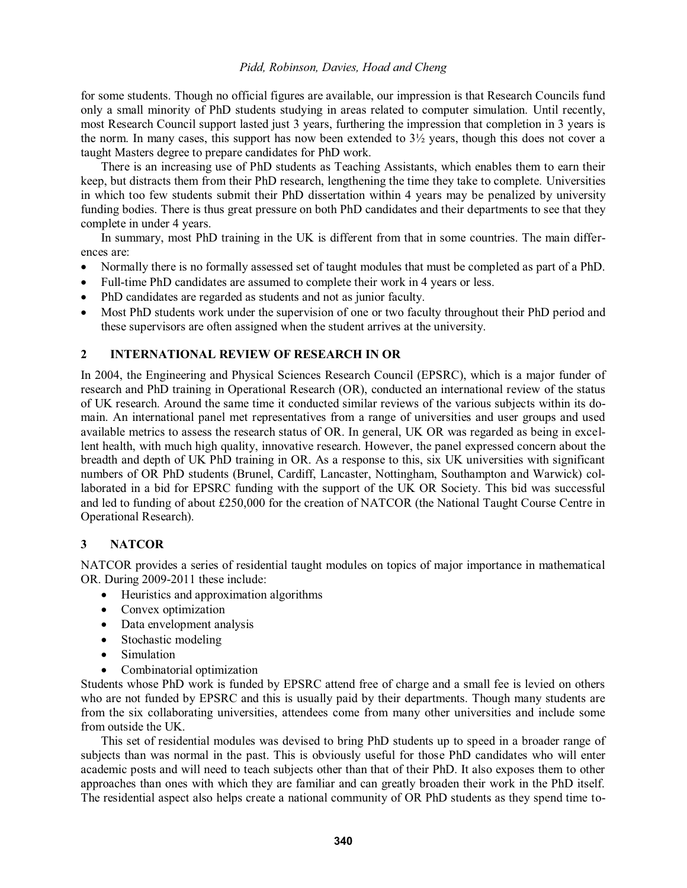for some students. Though no official figures are available, our impression is that Research Councils fund only a small minority of PhD students studying in areas related to computer simulation. Until recently, most Research Council support lasted just 3 years, furthering the impression that completion in 3 years is the norm. In many cases, this support has now been extended to 3½ years, though this does not cover a taught Masters degree to prepare candidates for PhD work.

There is an increasing use of PhD students as Teaching Assistants, which enables them to earn their keep, but distracts them from their PhD research, lengthening the time they take to complete. Universities in which too few students submit their PhD dissertation within 4 years may be penalized by university funding bodies. There is thus great pressure on both PhD candidates and their departments to see that they complete in under 4 years.

In summary, most PhD training in the UK is different from that in some countries. The main differences are:

- Normally there is no formally assessed set of taught modules that must be completed as part of a PhD.
- Full-time PhD candidates are assumed to complete their work in 4 years or less.
- PhD candidates are regarded as students and not as junior faculty.
- Most PhD students work under the supervision of one or two faculty throughout their PhD period and these supervisors are often assigned when the student arrives at the university.

## 2 INTERNATIONAL REVIEW OF RESEARCH IN OR

In 2004, the Engineering and Physical Sciences Research Council (EPSRC), which is a major funder of research and PhD training in Operational Research (OR), conducted an international review of the status of UK research. Around the same time it conducted similar reviews of the various subjects within its domain. An international panel met representatives from a range of universities and user groups and used available metrics to assess the research status of OR. In general, UK OR was regarded as being in excellent health, with much high quality, innovative research. However, the panel expressed concern about the breadth and depth of UK PhD training in OR. As a response to this, six UK universities with significant numbers of OR PhD students (Brunel, Cardiff, Lancaster, Nottingham, Southampton and Warwick) collaborated in a bid for EPSRC funding with the support of the UK OR Society. This bid was successful and led to funding of about £250,000 for the creation of NATCOR (the National Taught Course Centre in Operational Research).

## 3 NATCOR

NATCOR provides a series of residential taught modules on topics of major importance in mathematical OR. During 2009-2011 these include:

- Heuristics and approximation algorithms
- Convex optimization
- Data envelopment analysis
- Stochastic modeling
- Simulation
- Combinatorial optimization

Students whose PhD work is funded by EPSRC attend free of charge and a small fee is levied on others who are not funded by EPSRC and this is usually paid by their departments. Though many students are from the six collaborating universities, attendees come from many other universities and include some from outside the UK.

This set of residential modules was devised to bring PhD students up to speed in a broader range of subjects than was normal in the past. This is obviously useful for those PhD candidates who will enter academic posts and will need to teach subjects other than that of their PhD. It also exposes them to other approaches than ones with which they are familiar and can greatly broaden their work in the PhD itself. The residential aspect also helps create a national community of OR PhD students as they spend time to-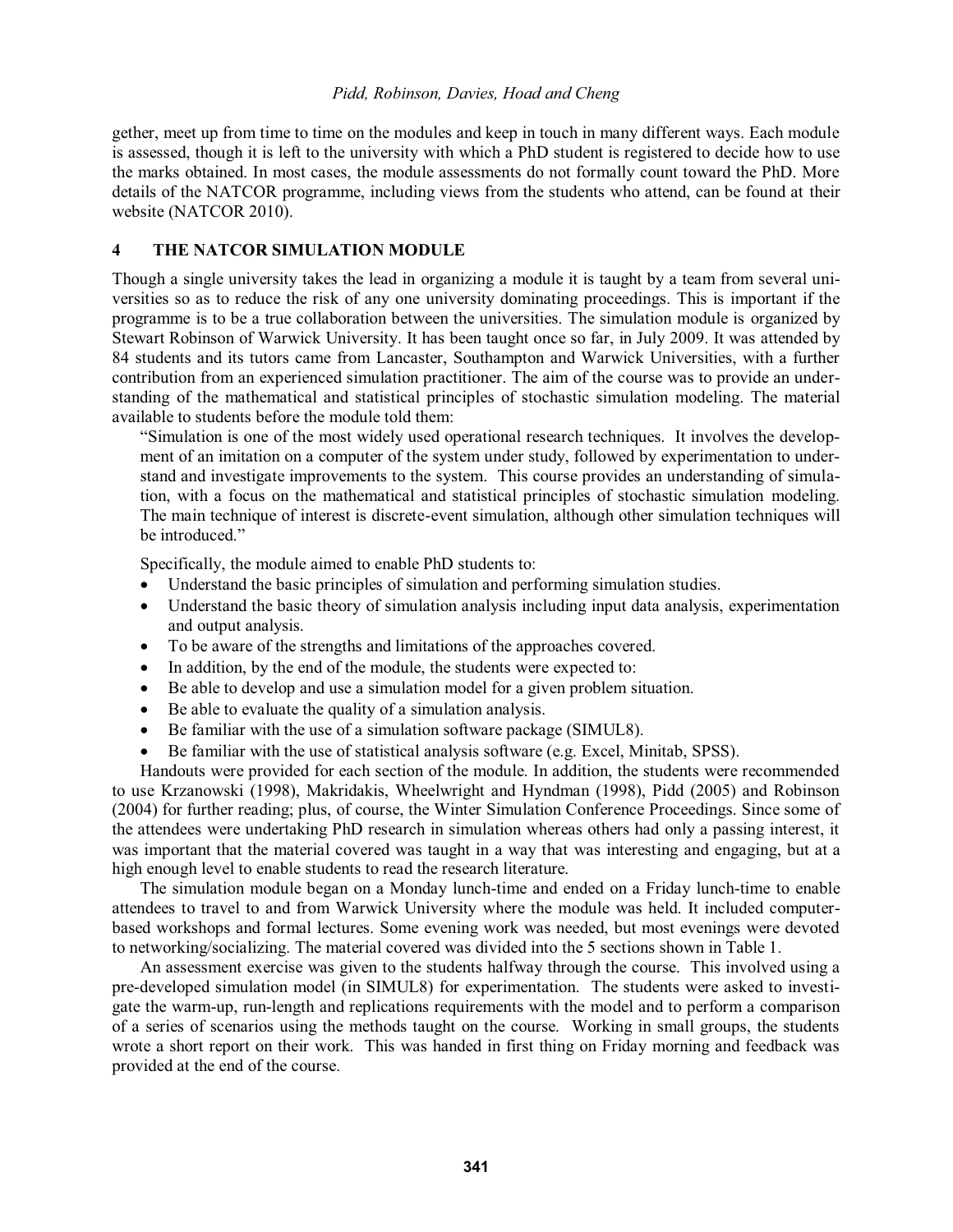gether, meet up from time to time on the modules and keep in touch in many different ways. Each module is assessed, though it is left to the university with which a PhD student is registered to decide how to use the marks obtained. In most cases, the module assessments do not formally count toward the PhD. More details of the NATCOR programme, including views from the students who attend, can be found at their website (NATCOR 2010).

## 4 THE NATCOR SIMULATION MODULE

Though a single university takes the lead in organizing a module it is taught by a team from several universities so as to reduce the risk of any one university dominating proceedings. This is important if the programme is to be a true collaboration between the universities. The simulation module is organized by Stewart Robinson of Warwick University. It has been taught once so far, in July 2009. It was attended by 84 students and its tutors came from Lancaster, Southampton and Warwick Universities, with a further contribution from an experienced simulation practitioner. The aim of the course was to provide an understanding of the mathematical and statistical principles of stochastic simulation modeling. The material available to students before the module told them:

> "Simulation is one of the most widely used operational research techniques. It involves the development of an imitation on a computer of the system under study, followed by experimentation to understand and investigate improvements to the system. This course provides an understanding of simulation, with a focus on the mathematical and statistical principles of stochastic simulation modeling. The main technique of interest is discrete-event simulation, although other simulation techniques will be introduced."

Specifically, the module aimed to enable PhD students to:

- Understand the basic principles of simulation and performing simulation studies.
- Understand the basic theory of simulation analysis including input data analysis, experimentation and output analysis.
- To be aware of the strengths and limitations of the approaches covered.
- In addition, by the end of the module, the students were expected to:
- Be able to develop and use a simulation model for a given problem situation.
- Be able to evaluate the quality of a simulation analysis.
- Be familiar with the use of a simulation software package (SIMUL8).
- Be familiar with the use of statistical analysis software (e.g. Excel, Minitab, SPSS).

Handouts were provided for each section of the module. In addition, the students were recommended to use Krzanowski (1998), Makridakis, Wheelwright and Hyndman (1998), Pidd (2005) and Robinson (2004) for further reading; plus, of course, the Winter Simulation Conference Proceedings. Since some of the attendees were undertaking PhD research in simulation whereas others had only a passing interest, it was important that the material covered was taught in a way that was interesting and engaging, but at a high enough level to enable students to read the research literature.

The simulation module began on a Monday lunch-time and ended on a Friday lunch-time to enable attendees to travel to and from Warwick University where the module was held. It included computer-based workshops and formal lectures. Some evening work was needed, but most evenings were devoted to networking/socializing. The material covered was divided into the 5 sections shown in Table 1.

An assessment exercise was given to the students halfway through the course. This involved using a pre-developed simulation model (in SIMUL8) for experimentation. The students were asked to investigate the warm-up, run-length and replications requirements with the model and to perform a comparison of a series of scenarios using the methods taught on the course. Working in small groups, the students wrote a short report on their work. This was handed in first thing on Friday morning and feedback was provided at the end of the course.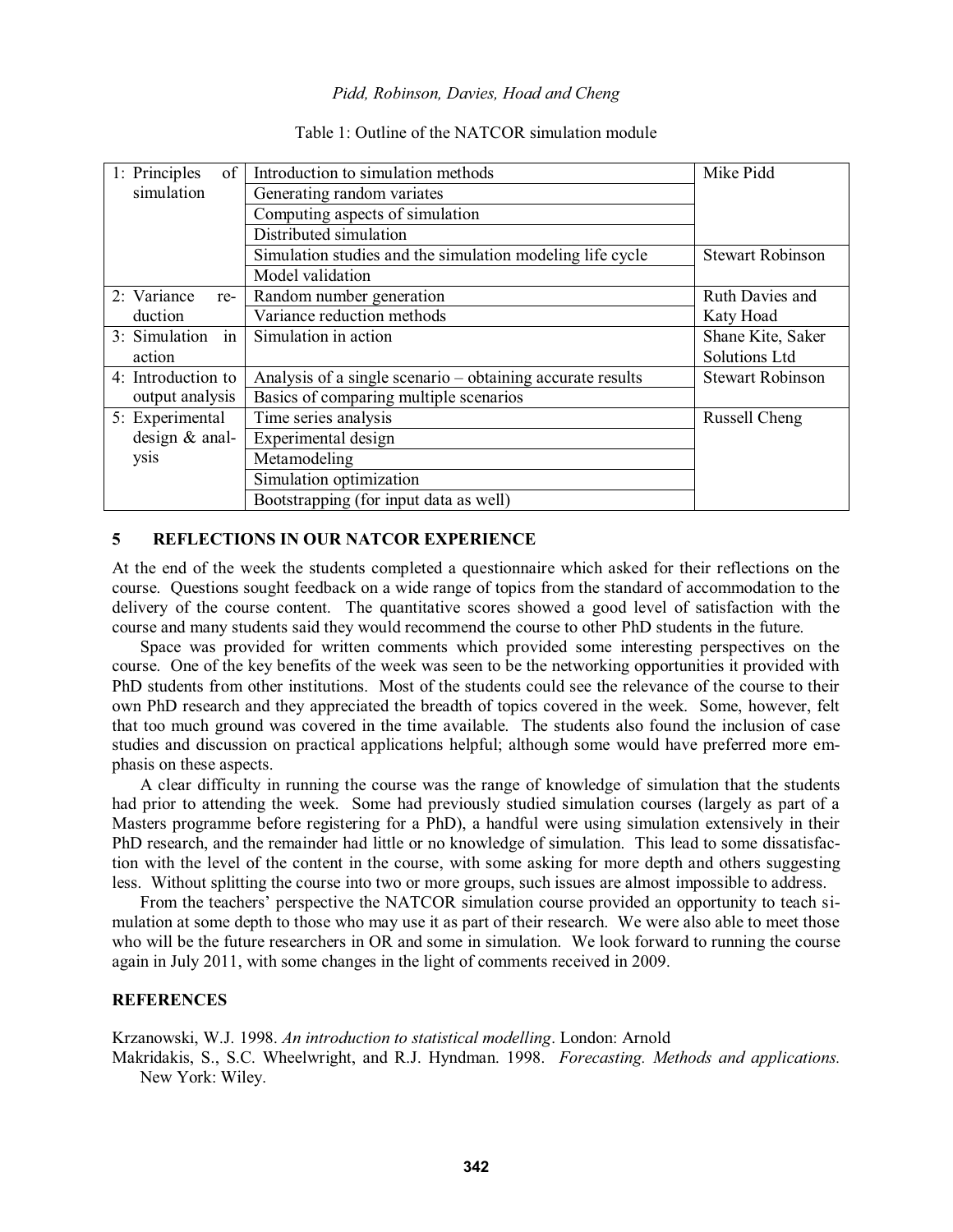Table 1: Outline of the NATCOR simulation module

| | | |
|---|---|---|
| 1: Principles of simulation | Introduction to simulation methods | Mike Pidd |
| | Generating random variates | |
| | Computing aspects of simulation | |
| | Distributed simulation | |
| | Simulation studies and the simulation modeling life cycle | Stewart Robinson |
| | Model validation | |
| 2: Variance reduction | Random number generation | Ruth Davies and Katy Hoad |
| | Variance reduction methods | |
| 3: Simulation in action | Simulation in action | Shane Kite, Saker Solutions Ltd |
| 4: Introduction to output analysis | Analysis of a single scenario – obtaining accurate results | Stewart Robinson |
| | Basics of comparing multiple scenarios | |
| 5: Experimental design & analysis | Time series analysis | Russell Cheng |
| | Experimental design | |
| | Metamodeling | |
| | Simulation optimization | |
| | Bootstrapping (for input data as well) | |

## 5 REFLECTIONS IN OUR NATCOR EXPERIENCE

At the end of the week the students completed a questionnaire which asked for their reflections on the course. Questions sought feedback on a wide range of topics from the standard of accommodation to the delivery of the course content. The quantitative scores showed a good level of satisfaction with the course and many students said they would recommend the course to other PhD students in the future.

Space was provided for written comments which provided some interesting perspectives on the course. One of the key benefits of the week was seen to be the networking opportunities it provided with PhD students from other institutions. Most of the students could see the relevance of the course to their own PhD research and they appreciated the breadth of topics covered in the week. Some, however, felt that too much ground was covered in the time available. The students also found the inclusion of case studies and discussion on practical applications helpful; although some would have preferred more emphasis on these aspects.

A clear difficulty in running the course was the range of knowledge of simulation that the students had prior to attending the week. Some had previously studied simulation courses (largely as part of a Masters programme before registering for a PhD), a handful were using simulation extensively in their PhD research, and the remainder had little or no knowledge of simulation. This lead to some dissatisfaction with the level of the content in the course, with some asking for more depth and others suggesting less. Without splitting the course into two or more groups, such issues are almost impossible to address.

From the teachers' perspective the NATCOR simulation course provided an opportunity to teach simulation at some depth to those who may use it as part of their research. We were also able to meet those who will be the future researchers in OR and some in simulation. We look forward to running the course again in July 2011, with some changes in the light of comments received in 2009.

## REFERENCES

Krzanowski, W.J. 1998. *An introduction to statistical modelling*. London: Arnold

Makridakis, S., S.C. Wheelwright, and R.J. Hyndman. 1998. *Forecasting. Methods and applications.* New York: Wiley.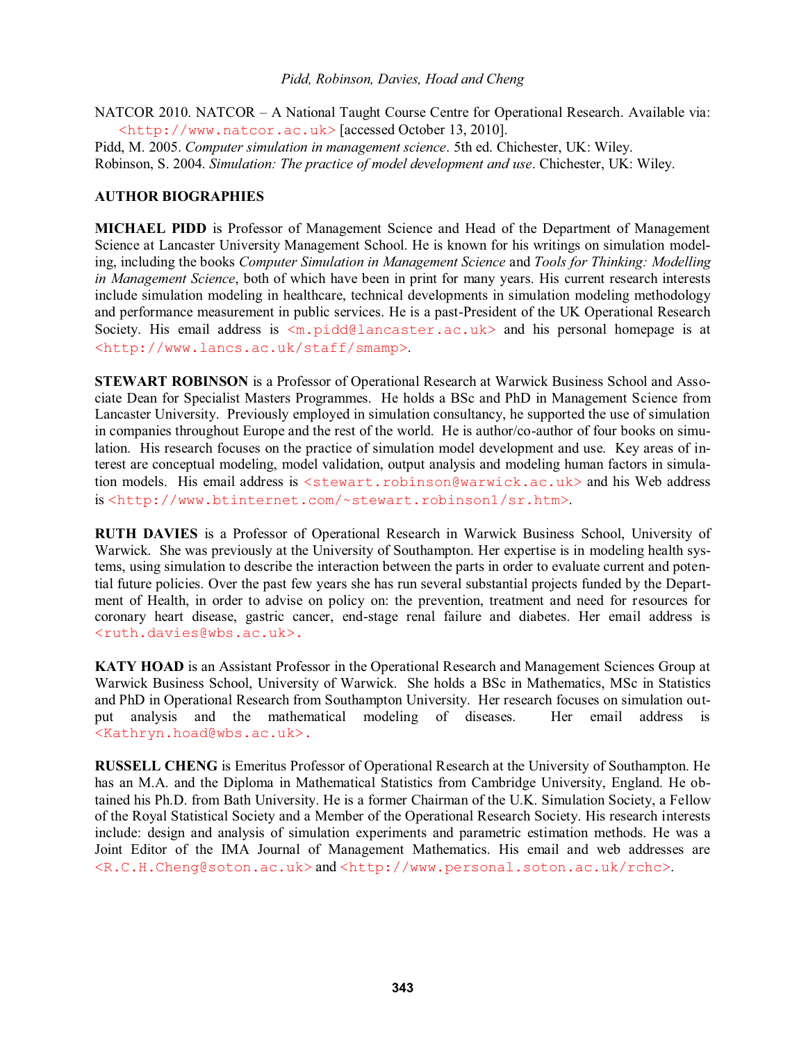NATCOR 2010. NATCOR – A National Taught Course Centre for Operational Research. Available via: <http://www.natcor.ac.uk> [accessed October 13, 2010].

Pidd, M. 2005. *Computer simulation in management science*. 5th ed. Chichester, UK: Wiley.

Robinson, S. 2004. *Simulation: The practice of model development and use*. Chichester, UK: Wiley.

## AUTHOR BIOGRAPHIES

**MICHAEL PIDD** is Professor of Management Science and Head of the Department of Management Science at Lancaster University Management School. He is known for his writings on simulation modeling, including the books *Computer Simulation in Management Science* and *Tools for Thinking: Modelling in Management Science*, both of which have been in print for many years. His current research interests include simulation modeling in healthcare, technical developments in simulation modeling methodology and performance measurement in public services. He is a past-President of the UK Operational Research Society. His email address is <m.pidd@lancaster.ac.uk> and his personal homepage is at <http://www.lancs.ac.uk/staff/smamp>.

**STEWART ROBINSON** is a Professor of Operational Research at Warwick Business School and Associate Dean for Specialist Masters Programmes. He holds a BSc and PhD in Management Science from Lancaster University. Previously employed in simulation consultancy, he supported the use of simulation in companies throughout Europe and the rest of the world. He is author/co-author of four books on simulation. His research focuses on the practice of simulation model development and use. Key areas of interest are conceptual modeling, model validation, output analysis and modeling human factors in simulation models. His email address is <stewart.robinson@warwick.ac.uk> and his Web address is <http://www.btinternet.com/~stewart.robinson1/sr.htm>.

**RUTH DAVIES** is a Professor of Operational Research in Warwick Business School, University of Warwick. She was previously at the University of Southampton. Her expertise is in modeling health systems, using simulation to describe the interaction between the parts in order to evaluate current and potential future policies. Over the past few years she has run several substantial projects funded by the Department of Health, in order to advise on policy on: the prevention, treatment and need for resources for coronary heart disease, gastric cancer, end-stage renal failure and diabetes. Her email address is <ruth.davies@wbs.ac.uk>.

**KATY HOAD** is an Assistant Professor in the Operational Research and Management Sciences Group at Warwick Business School, University of Warwick. She holds a BSc in Mathematics, MSc in Statistics and PhD in Operational Research from Southampton University. Her research focuses on simulation output analysis and the mathematical modeling of diseases. Her email address is <Kathryn.hoad@wbs.ac.uk>.

**RUSSELL CHENG** is Emeritus Professor of Operational Research at the University of Southampton. He has an M.A. and the Diploma in Mathematical Statistics from Cambridge University, England. He obtained his Ph.D. from Bath University. He is a former Chairman of the U.K. Simulation Society, a Fellow of the Royal Statistical Society and a Member of the Operational Research Society. His research interests include: design and analysis of simulation experiments and parametric estimation methods. He was a Joint Editor of the IMA Journal of Management Mathematics. His email and web addresses are <R.C.H.Cheng@soton.ac.uk> and <http://www.personal.soton.ac.uk/rchc>.